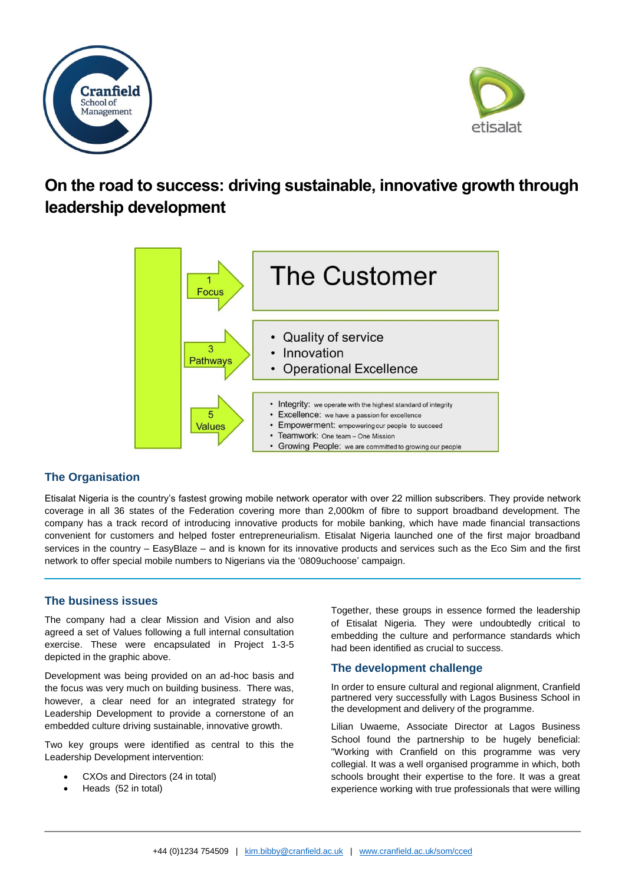# On the road to success: driving sustainable, innovative growth through leadership development

1 Focus — The Customer

3 Pathways
- Quality of service
- Innovation
- Operational Excellence

5 Values
- Integrity: we operate with the highest standard of integrity
- Excellence: we have a passion for excellence
- Empowerment: empowering our people to succeed
- Teamwork: One team – One Mission
- Growing People: we are committed to growing our people

## The Organisation

Etisalat Nigeria is the country's fastest growing mobile network operator with over 22 million subscribers. They provide network coverage in all 36 states of the Federation covering more than 2,000km of fibre to support broadband development. The company has a track record of introducing innovative products for mobile banking, which have made financial transactions convenient for customers and helped foster entrepreneurialism. Etisalat Nigeria launched one of the first major broadband services in the country – EasyBlaze – and is known for its innovative products and services such as the Eco Sim and the first network to offer special mobile numbers to Nigerians via the '0809uchoose' campaign.

## The business issues

The company had a clear Mission and Vision and also agreed a set of Values following a full internal consultation exercise. These were encapsulated in Project 1-3-5 depicted in the graphic above.

Development was being provided on an ad-hoc basis and the focus was very much on building business. There was, however, a clear need for an integrated strategy for Leadership Development to provide a cornerstone of an embedded culture driving sustainable, innovative growth.

Two key groups were identified as central to this the Leadership Development intervention:

- CXOs and Directors (24 in total)
- Heads (52 in total)

Together, these groups in essence formed the leadership of Etisalat Nigeria. They were undoubtedly critical to embedding the culture and performance standards which had been identified as crucial to success.

## The development challenge

In order to ensure cultural and regional alignment, Cranfield partnered very successfully with Lagos Business School in the development and delivery of the programme.

Lilian Uwaeme, Associate Director at Lagos Business School found the partnership to be hugely beneficial: "Working with Cranfield on this programme was very collegial. It was a well organised programme in which, both schools brought their expertise to the fore. It was a great experience working with true professionals that were willing

+44 (0)1234 754509 | kim.bibby@cranfield.ac.uk | www.cranfield.ac.uk/som/cced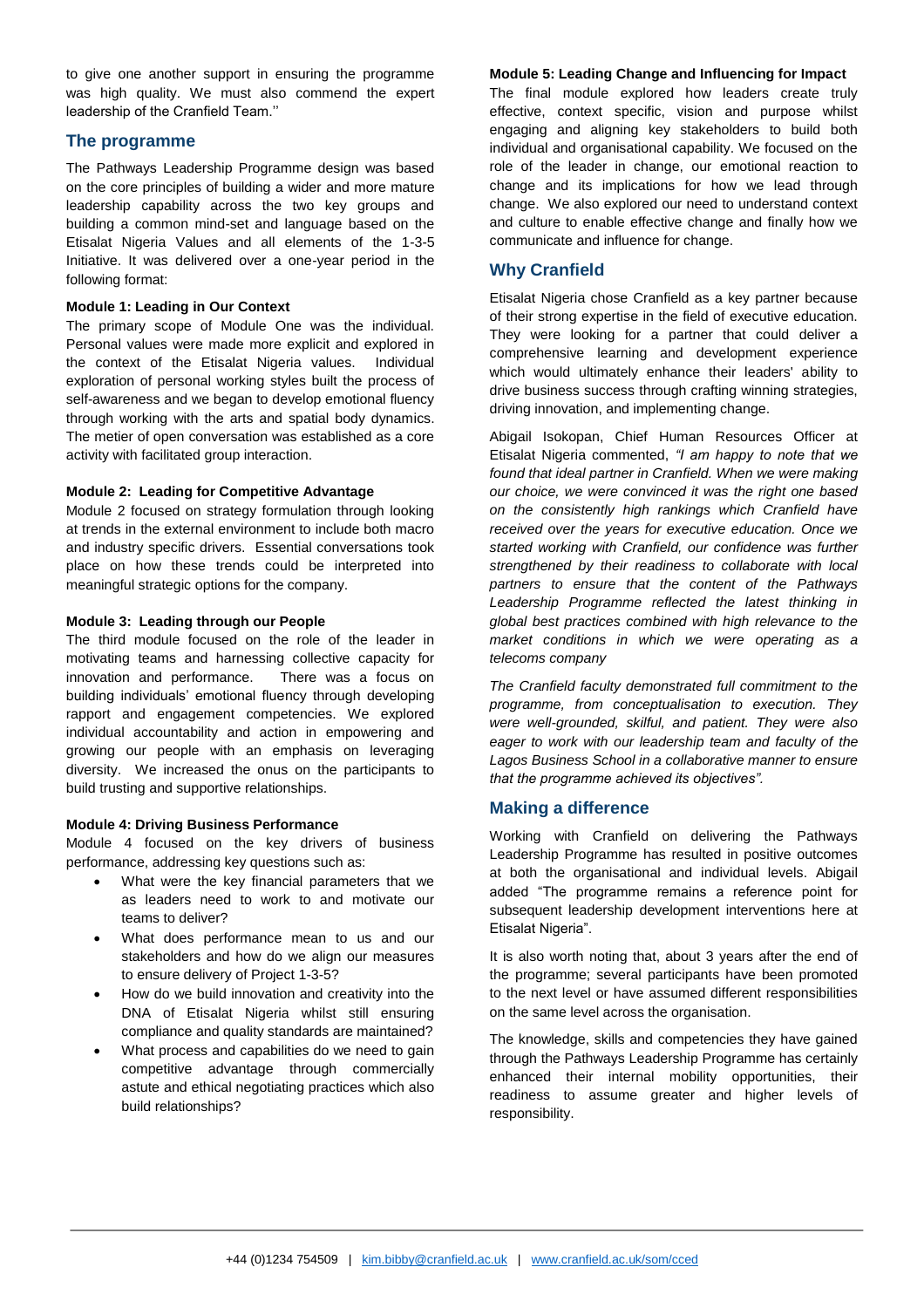to give one another support in ensuring the programme was high quality. We must also commend the expert leadership of the Cranfield Team.''

## The programme

The Pathways Leadership Programme design was based on the core principles of building a wider and more mature leadership capability across the two key groups and building a common mind-set and language based on the Etisalat Nigeria Values and all elements of the 1-3-5 Initiative. It was delivered over a one-year period in the following format:

**Module 1: Leading in Our Context**

The primary scope of Module One was the individual. Personal values were made more explicit and explored in the context of the Etisalat Nigeria values. Individual exploration of personal working styles built the process of self-awareness and we began to develop emotional fluency through working with the arts and spatial body dynamics. The metier of open conversation was established as a core activity with facilitated group interaction.

**Module 2: Leading for Competitive Advantage**

Module 2 focused on strategy formulation through looking at trends in the external environment to include both macro and industry specific drivers. Essential conversations took place on how these trends could be interpreted into meaningful strategic options for the company.

**Module 3: Leading through our People**

The third module focused on the role of the leader in motivating teams and harnessing collective capacity for innovation and performance. There was a focus on building individuals' emotional fluency through developing rapport and engagement competencies. We explored individual accountability and action in empowering and growing our people with an emphasis on leveraging diversity. We increased the onus on the participants to build trusting and supportive relationships.

**Module 4: Driving Business Performance**

Module 4 focused on the key drivers of business performance, addressing key questions such as:

- What were the key financial parameters that we as leaders need to work to and motivate our teams to deliver?
- What does performance mean to us and our stakeholders and how do we align our measures to ensure delivery of Project 1-3-5?
- How do we build innovation and creativity into the DNA of Etisalat Nigeria whilst still ensuring compliance and quality standards are maintained?
- What process and capabilities do we need to gain competitive advantage through commercially astute and ethical negotiating practices which also build relationships?

**Module 5: Leading Change and Influencing for Impact**

The final module explored how leaders create truly effective, context specific, vision and purpose whilst engaging and aligning key stakeholders to build both individual and organisational capability. We focused on the role of the leader in change, our emotional reaction to change and its implications for how we lead through change. We also explored our need to understand context and culture to enable effective change and finally how we communicate and influence for change.

## Why Cranfield

Etisalat Nigeria chose Cranfield as a key partner because of their strong expertise in the field of executive education. They were looking for a partner that could deliver a comprehensive learning and development experience which would ultimately enhance their leaders' ability to drive business success through crafting winning strategies, driving innovation, and implementing change.

Abigail Isokopan, Chief Human Resources Officer at Etisalat Nigeria commented, *"I am happy to note that we found that ideal partner in Cranfield. When we were making our choice, we were convinced it was the right one based on the consistently high rankings which Cranfield have received over the years for executive education. Once we started working with Cranfield, our confidence was further strengthened by their readiness to collaborate with local partners to ensure that the content of the Pathways Leadership Programme reflected the latest thinking in global best practices combined with high relevance to the market conditions in which we were operating as a telecoms company*

*The Cranfield faculty demonstrated full commitment to the programme, from conceptualisation to execution. They were well-grounded, skilful, and patient. They were also eager to work with our leadership team and faculty of the Lagos Business School in a collaborative manner to ensure that the programme achieved its objectives".*

## Making a difference

Working with Cranfield on delivering the Pathways Leadership Programme has resulted in positive outcomes at both the organisational and individual levels. Abigail added "The programme remains a reference point for subsequent leadership development interventions here at Etisalat Nigeria".

It is also worth noting that, about 3 years after the end of the programme; several participants have been promoted to the next level or have assumed different responsibilities on the same level across the organisation.

The knowledge, skills and competencies they have gained through the Pathways Leadership Programme has certainly enhanced their internal mobility opportunities, their readiness to assume greater and higher levels of responsibility.

+44 (0)1234 754509 | kim.bibby@cranfield.ac.uk | www.cranfield.ac.uk/som/cced